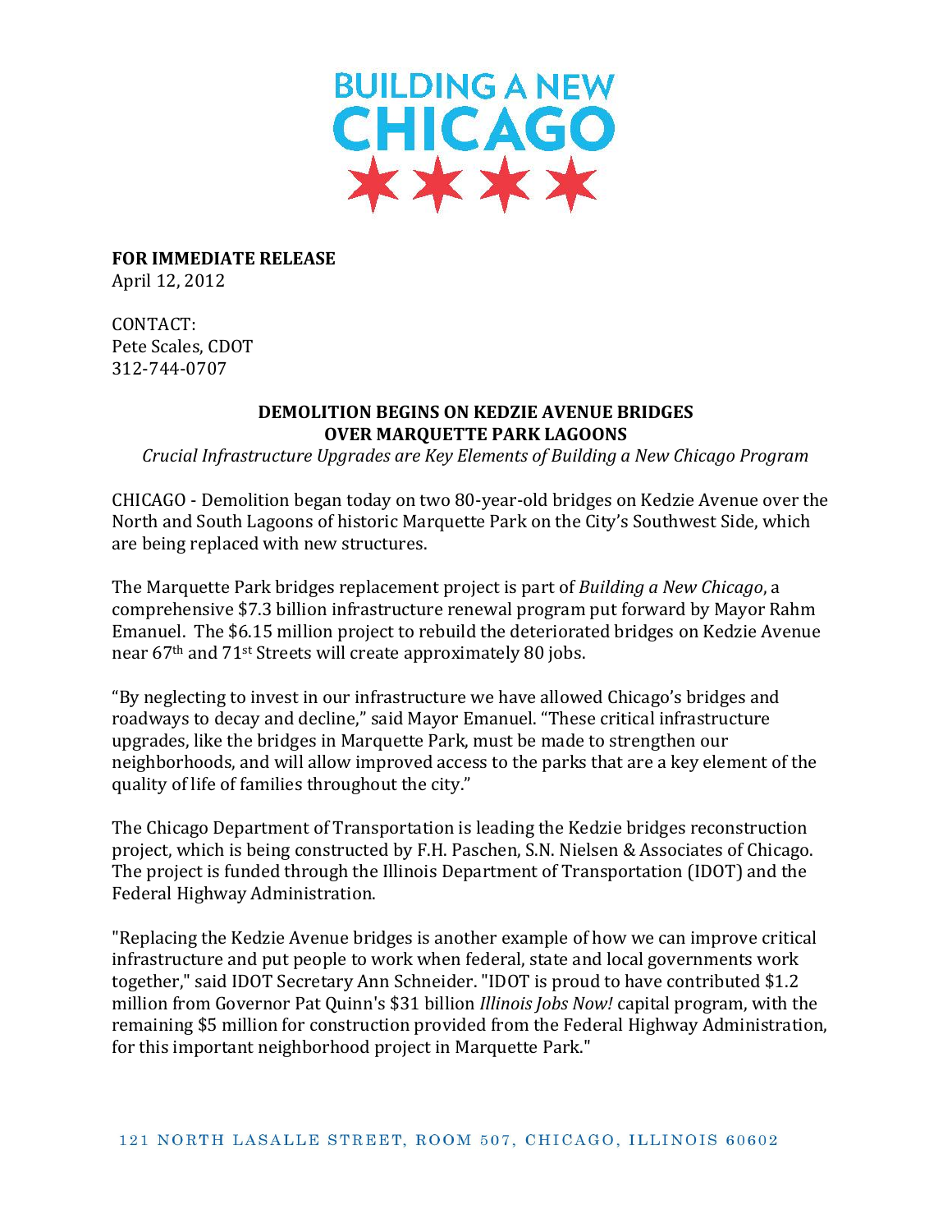# BUILDING A NEW CHICAGO

**FOR IMMEDIATE RELEASE**
April 12, 2012

CONTACT:
Pete Scales, CDOT
312-744-0707

## DEMOLITION BEGINS ON KEDZIE AVENUE BRIDGES OVER MARQUETTE PARK LAGOONS

*Crucial Infrastructure Upgrades are Key Elements of Building a New Chicago Program*

CHICAGO - Demolition began today on two 80-year-old bridges on Kedzie Avenue over the North and South Lagoons of historic Marquette Park on the City's Southwest Side, which are being replaced with new structures.

The Marquette Park bridges replacement project is part of *Building a New Chicago*, a comprehensive $7.3 billion infrastructure renewal program put forward by Mayor Rahm Emanuel. The $6.15 million project to rebuild the deteriorated bridges on Kedzie Avenue near 67th and 71st Streets will create approximately 80 jobs.

"By neglecting to invest in our infrastructure we have allowed Chicago's bridges and roadways to decay and decline," said Mayor Emanuel. "These critical infrastructure upgrades, like the bridges in Marquette Park, must be made to strengthen our neighborhoods, and will allow improved access to the parks that are a key element of the quality of life of families throughout the city."

The Chicago Department of Transportation is leading the Kedzie bridges reconstruction project, which is being constructed by F.H. Paschen, S.N. Nielsen & Associates of Chicago. The project is funded through the Illinois Department of Transportation (IDOT) and the Federal Highway Administration.

"Replacing the Kedzie Avenue bridges is another example of how we can improve critical infrastructure and put people to work when federal, state and local governments work together," said IDOT Secretary Ann Schneider. "IDOT is proud to have contributed $1.2 million from Governor Pat Quinn's $31 billion *Illinois Jobs Now!* capital program, with the remaining $5 million for construction provided from the Federal Highway Administration, for this important neighborhood project in Marquette Park."

121 NORTH LASALLE STREET, ROOM 507, CHICAGO, ILLINOIS 60602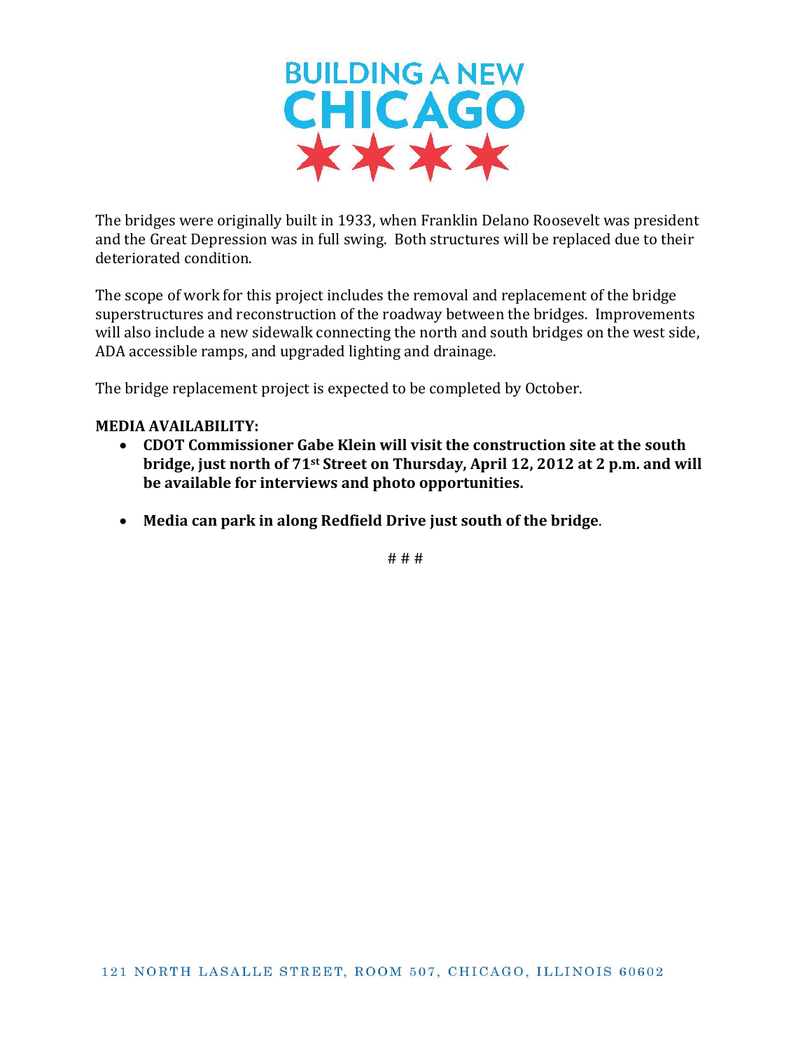BUILDING A NEW CHICAGO

The bridges were originally built in 1933, when Franklin Delano Roosevelt was president and the Great Depression was in full swing. Both structures will be replaced due to their deteriorated condition.

The scope of work for this project includes the removal and replacement of the bridge superstructures and reconstruction of the roadway between the bridges. Improvements will also include a new sidewalk connecting the north and south bridges on the west side, ADA accessible ramps, and upgraded lighting and drainage.

The bridge replacement project is expected to be completed by October.

**MEDIA AVAILABILITY:**

- **CDOT Commissioner Gabe Klein will visit the construction site at the south bridge, just north of 71st Street on Thursday, April 12, 2012 at 2 p.m. and will be available for interviews and photo opportunities.**
- **Media can park in along Redfield Drive just south of the bridge**.

# # #

121 NORTH LASALLE STREET, ROOM 507, CHICAGO, ILLINOIS 60602